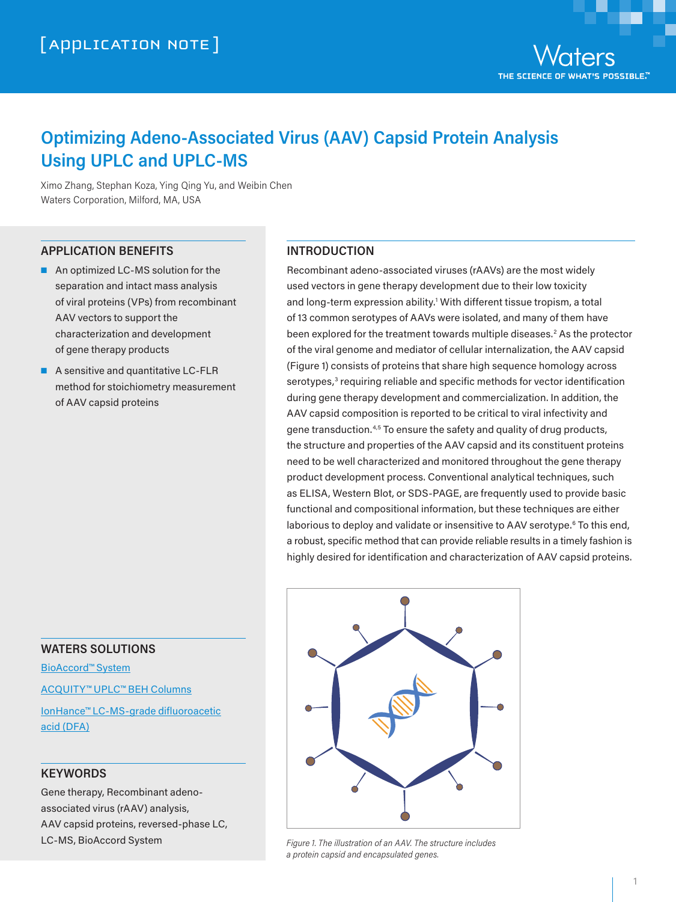[APPLICATION NOTE]

# Optimizing Adeno-Associated Virus (AAV) Capsid Protein Analysis Using UPLC and UPLC-MS

Ximo Zhang, Stephan Koza, Ying Qing Yu, and Weibin Chen
Waters Corporation, Milford, MA, USA

## APPLICATION BENEFITS

- An optimized LC-MS solution for the separation and intact mass analysis of viral proteins (VPs) from recombinant AAV vectors to support the characterization and development of gene therapy products
- A sensitive and quantitative LC-FLR method for stoichiometry measurement of AAV capsid proteins

## WATERS SOLUTIONS

BioAccord™ System

ACQUITY™ UPLC™ BEH Columns

IonHance™ LC-MS-grade difluoroacetic acid (DFA)

## KEYWORDS

Gene therapy, Recombinant adeno-associated virus (rAAV) analysis, AAV capsid proteins, reversed-phase LC, LC-MS, BioAccord System

## INTRODUCTION

Recombinant adeno-associated viruses (rAAVs) are the most widely used vectors in gene therapy development due to their low toxicity and long-term expression ability.[1] With different tissue tropism, a total of 13 common serotypes of AAVs were isolated, and many of them have been explored for the treatment towards multiple diseases.[2] As the protector of the viral genome and mediator of cellular internalization, the AAV capsid (Figure 1) consists of proteins that share high sequence homology across serotypes,[3] requiring reliable and specific methods for vector identification during gene therapy development and commercialization. In addition, the AAV capsid composition is reported to be critical to viral infectivity and gene transduction.[4,5] To ensure the safety and quality of drug products, the structure and properties of the AAV capsid and its constituent proteins need to be well characterized and monitored throughout the gene therapy product development process. Conventional analytical techniques, such as ELISA, Western Blot, or SDS-PAGE, are frequently used to provide basic functional and compositional information, but these techniques are either laborious to deploy and validate or insensitive to AAV serotype.[6] To this end, a robust, specific method that can provide reliable results in a timely fashion is highly desired for identification and characterization of AAV capsid proteins.

*Figure 1. The illustration of an AAV. The structure includes a protein capsid and encapsulated genes.*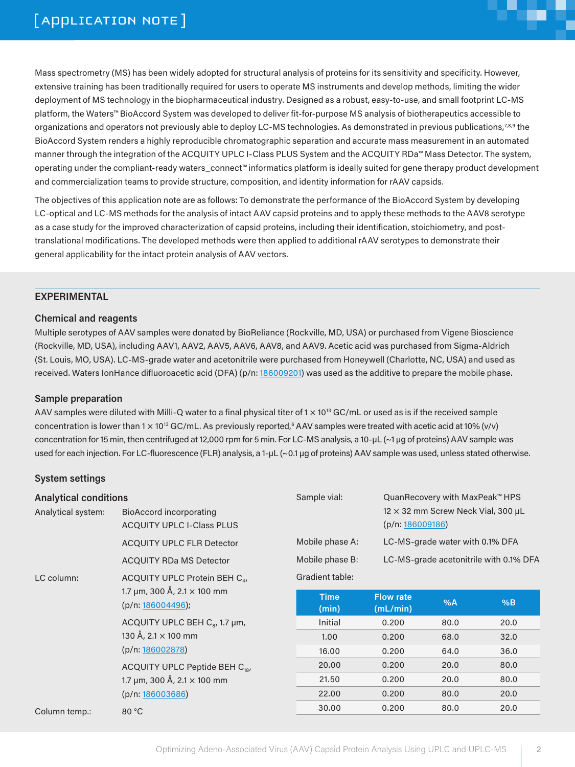Mass spectrometry (MS) has been widely adopted for structural analysis of proteins for its sensitivity and specificity. However, extensive training has been traditionally required for users to operate MS instruments and develop methods, limiting the wider deployment of MS technology in the biopharmaceutical industry. Designed as a robust, easy-to-use, and small footprint LC-MS platform, the Waters™ BioAccord System was developed to deliver fit-for-purpose MS analysis of biotherapeutics accessible to organizations and operators not previously able to deploy LC-MS technologies. As demonstrated in previous publications,[7,8,9] the BioAccord System renders a highly reproducible chromatographic separation and accurate mass measurement in an automated manner through the integration of the ACQUITY UPLC I-Class PLUS System and the ACQUITY RDa™ Mass Detector. The system, operating under the compliant-ready waters_connect™ informatics platform is ideally suited for gene therapy product development and commercialization teams to provide structure, composition, and identity information for rAAV capsids.

The objectives of this application note are as follows: To demonstrate the performance of the BioAccord System by developing LC-optical and LC-MS methods for the analysis of intact AAV capsid proteins and to apply these methods to the AAV8 serotype as a case study for the improved characterization of capsid proteins, including their identification, stoichiometry, and post-translational modifications. The developed methods were then applied to additional rAAV serotypes to demonstrate their general applicability for the intact protein analysis of AAV vectors.

## EXPERIMENTAL

### Chemical and reagents

Multiple serotypes of AAV samples were donated by BioReliance (Rockville, MD, USA) or purchased from Vigene Bioscience (Rockville, MD, USA), including AAV1, AAV2, AAV5, AAV6, AAV8, and AAV9. Acetic acid was purchased from Sigma-Aldrich (St. Louis, MO, USA). LC-MS-grade water and acetonitrile were purchased from Honeywell (Charlotte, NC, USA) and used as received. Waters IonHance difluoroacetic acid (DFA) (p/n: 186009201) was used as the additive to prepare the mobile phase.

### Sample preparation

AAV samples were diluted with Milli-Q water to a final physical titer of $1 \times 10^{13}$ GC/mL or used as is if the received sample concentration is lower than $1 \times 10^{13}$ GC/mL. As previously reported,[6] AAV samples were treated with acetic acid at 10% (v/v) concentration for 15 min, then centrifuged at 12,000 rpm for 5 min. For LC-MS analysis, a 10-µL (~1 µg of proteins) AAV sample was used for each injection. For LC-fluorescence (FLR) analysis, a 1-µL (~0.1 µg of proteins) AAV sample was used, unless stated otherwise.

### System settings

#### Analytical conditions

Analytical system: BioAccord incorporating ACQUITY UPLC I-Class PLUS

ACQUITY UPLC FLR Detector

ACQUITY RDa MS Detector

LC column: ACQUITY UPLC Protein BEH $C_4$, 1.7 µm, 300 Å, 2.1 × 100 mm (p/n: 186004496);

ACQUITY UPLC BEH $C_8$, 1.7 µm, 130 Å, 2.1 × 100 mm (p/n: 186002878)

ACQUITY UPLC Peptide BEH $C_{18}$, 1.7 µm, 300 Å, 2.1 × 100 mm (p/n: 186003686)

Column temp.: 80 °C

Sample vial: QuanRecovery with MaxPeak™ HPS 12 × 32 mm Screw Neck Vial, 300 µL (p/n: 186009186)

Mobile phase A: LC-MS-grade water with 0.1% DFA

Mobile phase B: LC-MS-grade acetonitrile with 0.1% DFA

Gradient table:

| Time (min) | Flow rate (mL/min) | %A | %B |
|---|---|---|---|
| Initial | 0.200 | 80.0 | 20.0 |
| 1.00 | 0.200 | 68.0 | 32.0 |
| 16.00 | 0.200 | 64.0 | 36.0 |
| 20.00 | 0.200 | 20.0 | 80.0 |
| 21.50 | 0.200 | 20.0 | 80.0 |
| 22.00 | 0.200 | 80.0 | 20.0 |
| 30.00 | 0.200 | 80.0 | 20.0 |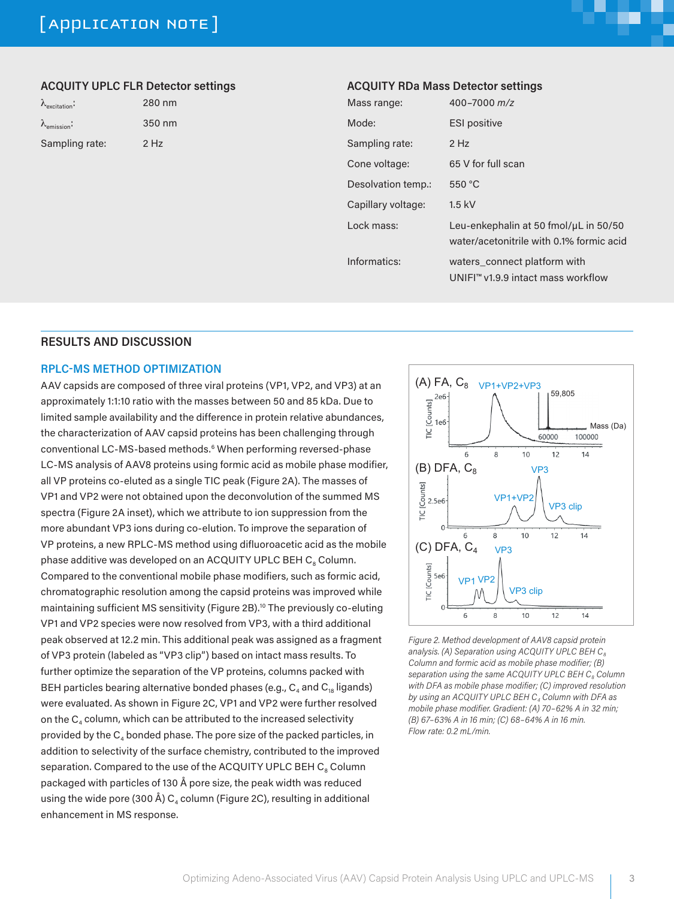### ACQUITY UPLC FLR Detector settings

| | |
|---|---|
| $\lambda_{excitation}$: | 280 nm |
| $\lambda_{emission}$: | 350 nm |
| Sampling rate: | 2 Hz |

### ACQUITY RDa Mass Detector settings

| | |
|---|---|
| Mass range: | 400–7000 *m/z* |
| Mode: | ESI positive |
| Sampling rate: | 2 Hz |
| Cone voltage: | 65 V for full scan |
| Desolvation temp.: | 550 °C |
| Capillary voltage: | 1.5 kV |
| Lock mass: | Leu-enkephalin at 50 fmol/µL in 50/50 water/acetonitrile with 0.1% formic acid |
| Informatics: | waters_connect platform with UNIFI™ v1.9.9 intact mass workflow |

## RESULTS AND DISCUSSION

### RPLC-MS METHOD OPTIMIZATION

AAV capsids are composed of three viral proteins (VP1, VP2, and VP3) at an approximately 1:1:10 ratio with the masses between 50 and 85 kDa. Due to limited sample availability and the difference in protein relative abundances, the characterization of AAV capsid proteins has been challenging through conventional LC-MS-based methods.[6] When performing reversed-phase LC-MS analysis of AAV8 proteins using formic acid as mobile phase modifier, all VP proteins co-eluted as a single TIC peak (Figure 2A). The masses of VP1 and VP2 were not obtained upon the deconvolution of the summed MS spectra (Figure 2A inset), which we attribute to ion suppression from the more abundant VP3 ions during co-elution. To improve the separation of VP proteins, a new RPLC-MS method using difluoroacetic acid as the mobile phase additive was developed on an ACQUITY UPLC BEH $C_8$ Column. Compared to the conventional mobile phase modifiers, such as formic acid, chromatographic resolution among the capsid proteins was improved while maintaining sufficient MS sensitivity (Figure 2B).[10] The previously co-eluting VP1 and VP2 species were now resolved from VP3, with a third additional peak observed at 12.2 min. This additional peak was assigned as a fragment of VP3 protein (labeled as "VP3 clip") based on intact mass results. To further optimize the separation of the VP proteins, columns packed with BEH particles bearing alternative bonded phases (e.g., $C_4$ and $C_{18}$ ligands) were evaluated. As shown in Figure 2C, VP1 and VP2 were further resolved on the $C_4$ column, which can be attributed to the increased selectivity provided by the $C_4$ bonded phase. The pore size of the packed particles, in addition to selectivity of the surface chemistry, contributed to the improved separation. Compared to the use of the ACQUITY UPLC BEH $C_8$ Column packaged with particles of 130 Å pore size, the peak width was reduced using the wide pore (300 Å) $C_4$ column (Figure 2C), resulting in additional enhancement in MS response.

*Figure 2. Method development of AAV8 capsid protein analysis. (A) Separation using ACQUITY UPLC BEH $C_8$ Column and formic acid as mobile phase modifier; (B) separation using the same ACQUITY UPLC BEH $C_8$ Column with DFA as mobile phase modifier; (C) improved resolution by using an ACQUITY UPLC BEH $C_4$ Column with DFA as mobile phase modifier. Gradient: (A) 70–62% A in 32 min; (B) 67–63% A in 16 min; (C) 68–64% A in 16 min. Flow rate: 0.2 mL/min.*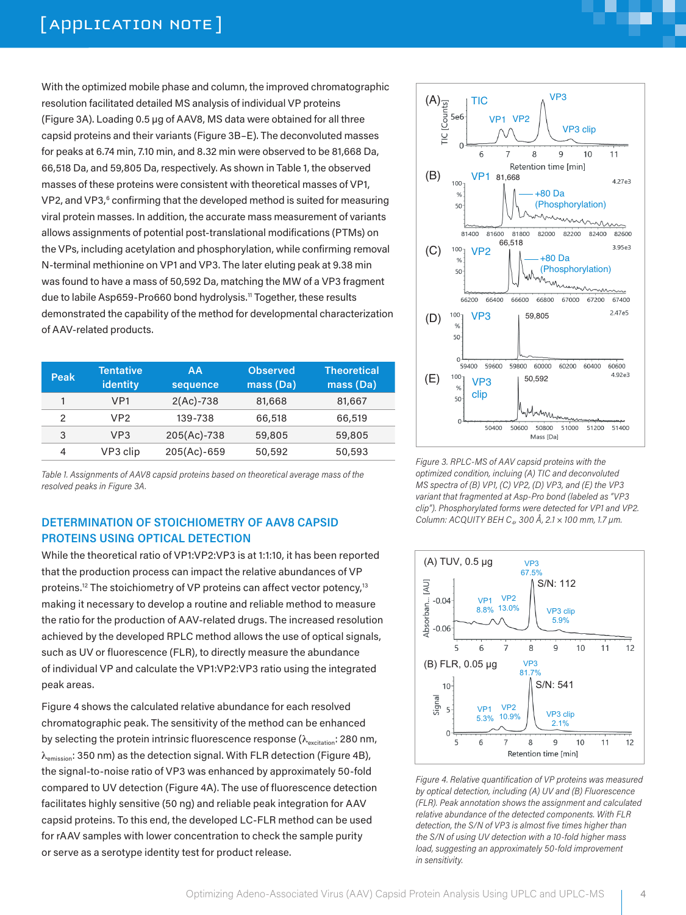With the optimized mobile phase and column, the improved chromatographic resolution facilitated detailed MS analysis of individual VP proteins (Figure 3A). Loading 0.5 µg of AAV8, MS data were obtained for all three capsid proteins and their variants (Figure 3B–E). The deconvoluted masses for peaks at 6.74 min, 7.10 min, and 8.32 min were observed to be 81,668 Da, 66,518 Da, and 59,805 Da, respectively. As shown in Table 1, the observed masses of these proteins were consistent with theoretical masses of VP1, VP2, and VP3,[6] confirming that the developed method is suited for measuring viral protein masses. In addition, the accurate mass measurement of variants allows assignments of potential post-translational modifications (PTMs) on the VPs, including acetylation and phosphorylation, while confirming removal N-terminal methionine on VP1 and VP3. The later eluting peak at 9.38 min was found to have a mass of 50,592 Da, matching the MW of a VP3 fragment due to labile Asp659-Pro660 bond hydrolysis.[11] Together, these results demonstrated the capability of the method for developmental characterization of AAV-related products.

| Peak | Tentative identity | AA sequence | Observed mass (Da) | Theoretical mass (Da) |
|---|---|---|---|---|
| 1 | VP1 | 2(Ac)-738 | 81,668 | 81,667 |
| 2 | VP2 | 139-738 | 66,518 | 66,519 |
| 3 | VP3 | 205(Ac)-738 | 59,805 | 59,805 |
| 4 | VP3 clip | 205(Ac)-659 | 50,592 | 50,593 |

*Table 1. Assignments of AAV8 capsid proteins based on theoretical average mass of the resolved peaks in Figure 3A.*

*Figure 3. RPLC-MS of AAV capsid proteins with the optimized condition, incluing (A) TIC and deconvoluted MS spectra of (B) VP1, (C) VP2, (D) VP3, and (E) the VP3 variant that fragmented at Asp-Pro bond (labeled as "VP3 clip"). Phosphorylated forms were detected for VP1 and VP2. Column: ACQUITY BEH $C_4$, 300 Å, 2.1 × 100 mm, 1.7 µm.*

## DETERMINATION OF STOICHIOMETRY OF AAV8 CAPSID PROTEINS USING OPTICAL DETECTION

While the theoretical ratio of VP1:VP2:VP3 is at 1:1:10, it has been reported that the production process can impact the relative abundances of VP proteins.[12] The stoichiometry of VP proteins can affect vector potency,[13] making it necessary to develop a routine and reliable method to measure the ratio for the production of AAV-related drugs. The increased resolution achieved by the developed RPLC method allows the use of optical signals, such as UV or fluorescence (FLR), to directly measure the abundance of individual VP and calculate the VP1:VP2:VP3 ratio using the integrated peak areas.

Figure 4 shows the calculated relative abundance for each resolved chromatographic peak. The sensitivity of the method can be enhanced by selecting the protein intrinsic fluorescence response ($\lambda_{excitation}$: 280 nm, $\lambda_{emission}$: 350 nm) as the detection signal. With FLR detection (Figure 4B), the signal-to-noise ratio of VP3 was enhanced by approximately 50-fold compared to UV detection (Figure 4A). The use of fluorescence detection facilitates highly sensitive (50 ng) and reliable peak integration for AAV capsid proteins. To this end, the developed LC-FLR method can be used for rAAV samples with lower concentration to check the sample purity or serve as a serotype identity test for product release.

*Figure 4. Relative quantification of VP proteins was measured by optical detection, including (A) UV and (B) Fluorescence (FLR). Peak annotation shows the assignment and calculated relative abundance of the detected components. With FLR detection, the S/N of VP3 is almost five times higher than the S/N of using UV detection with a 10-fold higher mass load, suggesting an approximately 50-fold improvement in sensitivity.*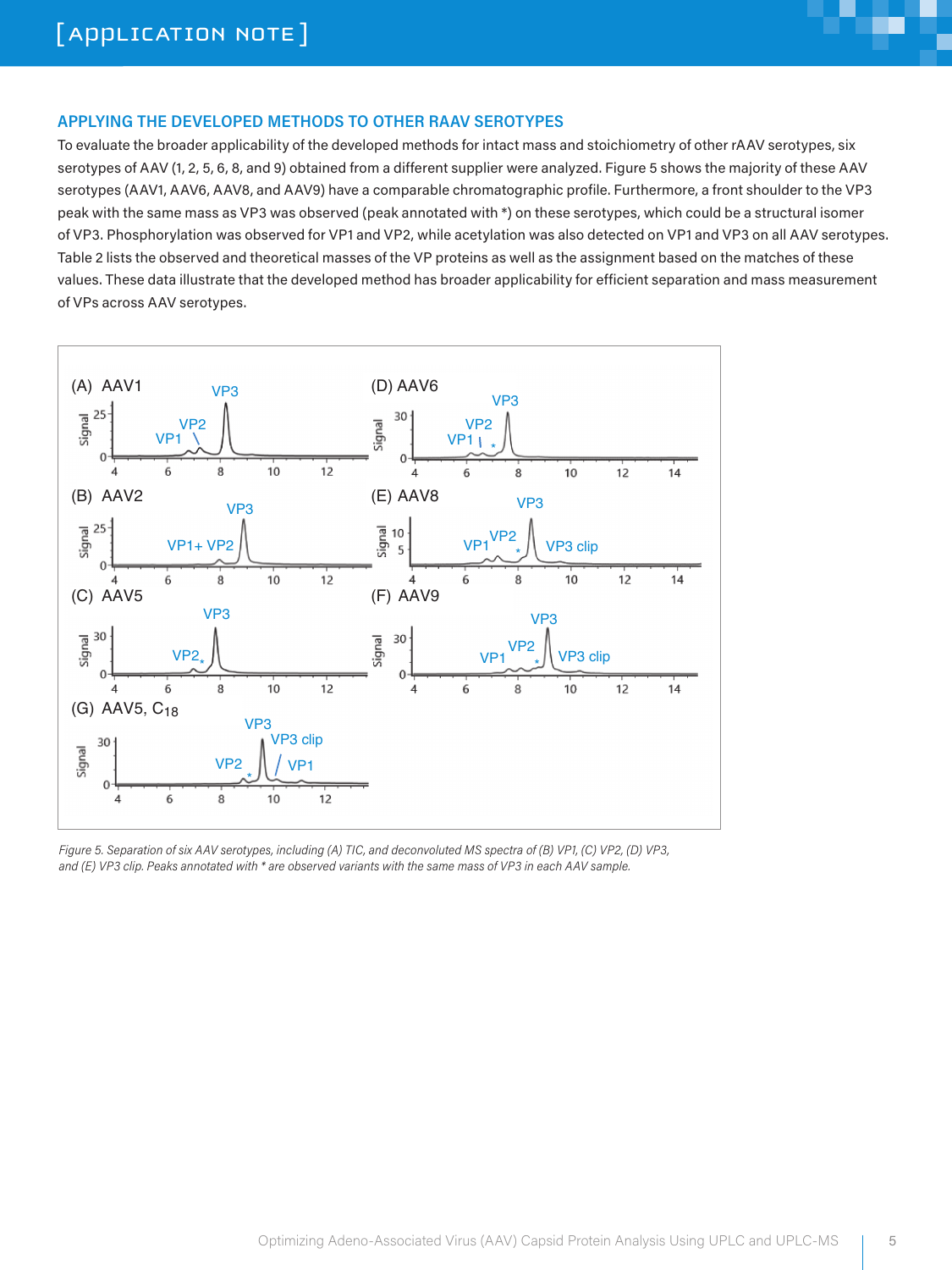## APPLYING THE DEVELOPED METHODS TO OTHER RAAV SEROTYPES

To evaluate the broader applicability of the developed methods for intact mass and stoichiometry of other rAAV serotypes, six serotypes of AAV (1, 2, 5, 6, 8, and 9) obtained from a different supplier were analyzed. Figure 5 shows the majority of these AAV serotypes (AAV1, AAV6, AAV8, and AAV9) have a comparable chromatographic profile. Furthermore, a front shoulder to the VP3 peak with the same mass as VP3 was observed (peak annotated with *) on these serotypes, which could be a structural isomer of VP3. Phosphorylation was observed for VP1 and VP2, while acetylation was also detected on VP1 and VP3 on all AAV serotypes. Table 2 lists the observed and theoretical masses of the VP proteins as well as the assignment based on the matches of these values. These data illustrate that the developed method has broader applicability for efficient separation and mass measurement of VPs across AAV serotypes.

*Figure 5. Separation of six AAV serotypes, including (A) TIC, and deconvoluted MS spectra of (B) VP1, (C) VP2, (D) VP3, and (E) VP3 clip. Peaks annotated with * are observed variants with the same mass of VP3 in each AAV sample.*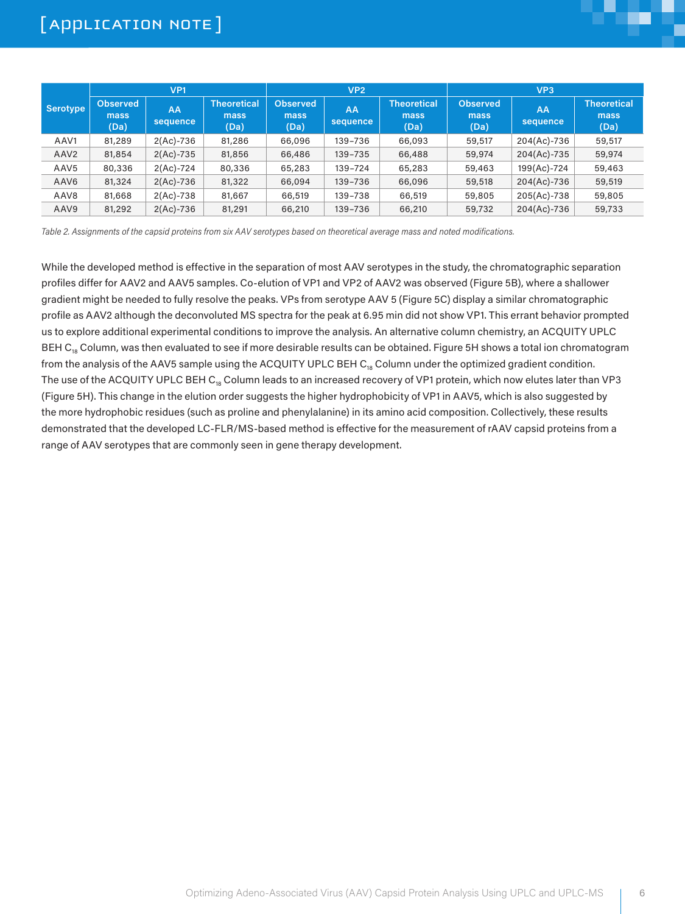| Serotype | VP1 | | | VP2 | | | VP3 | | |
|---|---|---|---|---|---|---|---|---|---|
| | Observed mass (Da) | AA sequence | Theoretical mass (Da) | Observed mass (Da) | AA sequence | Theoretical mass (Da) | Observed mass (Da) | AA sequence | Theoretical mass (Da) |
| AAV1 | 81,289 | 2(Ac)-736 | 81,286 | 66,096 | 139–736 | 66,093 | 59,517 | 204(Ac)-736 | 59,517 |
| AAV2 | 81,854 | 2(Ac)-735 | 81,856 | 66,486 | 139–735 | 66,488 | 59,974 | 204(Ac)-735 | 59,974 |
| AAV5 | 80,336 | 2(Ac)-724 | 80,336 | 65,283 | 139–724 | 65,283 | 59,463 | 199(Ac)-724 | 59,463 |
| AAV6 | 81,324 | 2(Ac)-736 | 81,322 | 66,094 | 139–736 | 66,096 | 59,518 | 204(Ac)-736 | 59,519 |
| AAV8 | 81,668 | 2(Ac)-738 | 81,667 | 66,519 | 139–738 | 66,519 | 59,805 | 205(Ac)-738 | 59,805 |
| AAV9 | 81,292 | 2(Ac)-736 | 81,291 | 66,210 | 139–736 | 66,210 | 59,732 | 204(Ac)-736 | 59,733 |

*Table 2. Assignments of the capsid proteins from six AAV serotypes based on theoretical average mass and noted modifications.*

While the developed method is effective in the separation of most AAV serotypes in the study, the chromatographic separation profiles differ for AAV2 and AAV5 samples. Co-elution of VP1 and VP2 of AAV2 was observed (Figure 5B), where a shallower gradient might be needed to fully resolve the peaks. VPs from serotype AAV 5 (Figure 5C) display a similar chromatographic profile as AAV2 although the deconvoluted MS spectra for the peak at 6.95 min did not show VP1. This errant behavior prompted us to explore additional experimental conditions to improve the analysis. An alternative column chemistry, an ACQUITY UPLC BEH $C_{18}$ Column, was then evaluated to see if more desirable results can be obtained. Figure 5H shows a total ion chromatogram from the analysis of the AAV5 sample using the ACQUITY UPLC BEH $C_{18}$ Column under the optimized gradient condition. The use of the ACQUITY UPLC BEH $C_{18}$ Column leads to an increased recovery of VP1 protein, which now elutes later than VP3 (Figure 5H). This change in the elution order suggests the higher hydrophobicity of VP1 in AAV5, which is also suggested by the more hydrophobic residues (such as proline and phenylalanine) in its amino acid composition. Collectively, these results demonstrated that the developed LC-FLR/MS-based method is effective for the measurement of rAAV capsid proteins from a range of AAV serotypes that are commonly seen in gene therapy development.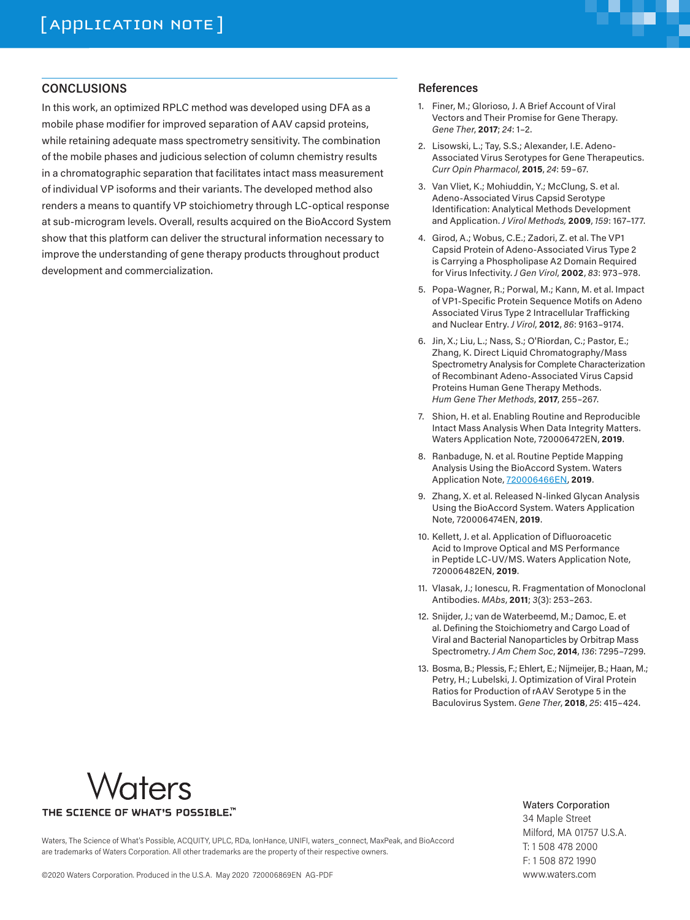## CONCLUSIONS

In this work, an optimized RPLC method was developed using DFA as a mobile phase modifier for improved separation of AAV capsid proteins, while retaining adequate mass spectrometry sensitivity. The combination of the mobile phases and judicious selection of column chemistry results in a chromatographic separation that facilitates intact mass measurement of individual VP isoforms and their variants. The developed method also renders a means to quantify VP stoichiometry through LC-optical response at sub-microgram levels. Overall, results acquired on the BioAccord System show that this platform can deliver the structural information necessary to improve the understanding of gene therapy products throughout product development and commercialization.

## References

1. Finer, M.; Glorioso, J. A Brief Account of Viral Vectors and Their Promise for Gene Therapy. *Gene Ther*, **2017**; *24*: 1–2.
2. Lisowski, L.; Tay, S.S.; Alexander, I.E. Adeno-Associated Virus Serotypes for Gene Therapeutics. *Curr Opin Pharmacol*, **2015**, *24*: 59–67.
3. Van Vliet, K.; Mohiuddin, Y.; McClung, S. et al. Adeno-Associated Virus Capsid Serotype Identification: Analytical Methods Development and Application. *J Virol Methods,* **2009**, *159*: 167–177.
4. Girod, A.; Wobus, C.E.; Zadori, Z. et al. The VP1 Capsid Protein of Adeno-Associated Virus Type 2 is Carrying a Phospholipase A2 Domain Required for Virus Infectivity. *J Gen Virol*, **2002**, *83*: 973–978.
5. Popa-Wagner, R.; Porwal, M.; Kann, M. et al. Impact of VP1-Specific Protein Sequence Motifs on Adeno Associated Virus Type 2 Intracellular Trafficking and Nuclear Entry. *J Virol*, **2012**, *86*: 9163–9174.
6. Jin, X.; Liu, L.; Nass, S.; O'Riordan, C.; Pastor, E.; Zhang, K. Direct Liquid Chromatography/Mass Spectrometry Analysis for Complete Characterization of Recombinant Adeno-Associated Virus Capsid Proteins Human Gene Therapy Methods. *Hum Gene Ther Methods*, **2017**, 255–267.
7. Shion, H. et al. Enabling Routine and Reproducible Intact Mass Analysis When Data Integrity Matters. Waters Application Note, 720006472EN, **2019**.
8. Ranbaduge, N. et al. Routine Peptide Mapping Analysis Using the BioAccord System. Waters Application Note, 720006466EN, **2019**.
9. Zhang, X. et al. Released N-linked Glycan Analysis Using the BioAccord System. Waters Application Note, 720006474EN, **2019**.
10. Kellett, J. et al. Application of Difluoroacetic Acid to Improve Optical and MS Performance in Peptide LC-UV/MS. Waters Application Note, 720006482EN, **2019**.
11. Vlasak, J.; Ionescu, R. Fragmentation of Monoclonal Antibodies. *MAbs*, **2011**; *3*(3): 253–263.
12. Snijder, J.; van de Waterbeemd, M.; Damoc, E. et al. Defining the Stoichiometry and Cargo Load of Viral and Bacterial Nanoparticles by Orbitrap Mass Spectrometry. *J Am Chem Soc*, **2014**, *136*: 7295–7299.
13. Bosma, B.; Plessis, F.; Ehlert, E.; Nijmeijer, B.; Haan, M.; Petry, H.; Lubelski, J. Optimization of Viral Protein Ratios for Production of rAAV Serotype 5 in the Baculovirus System. *Gene Ther*, **2018**, *25*: 415–424.

Waters

THE SCIENCE OF WHAT'S POSSIBLE.™

Waters, The Science of What's Possible, ACQUITY, UPLC, RDa, IonHance, UNIFI, waters_connect, MaxPeak, and BioAccord are trademarks of Waters Corporation. All other trademarks are the property of their respective owners.

©2020 Waters Corporation. Produced in the U.S.A. May 2020 720006869EN AG-PDF

Waters Corporation
34 Maple Street
Milford, MA 01757 U.S.A.
T: 1 508 478 2000
F: 1 508 872 1990
www.waters.com